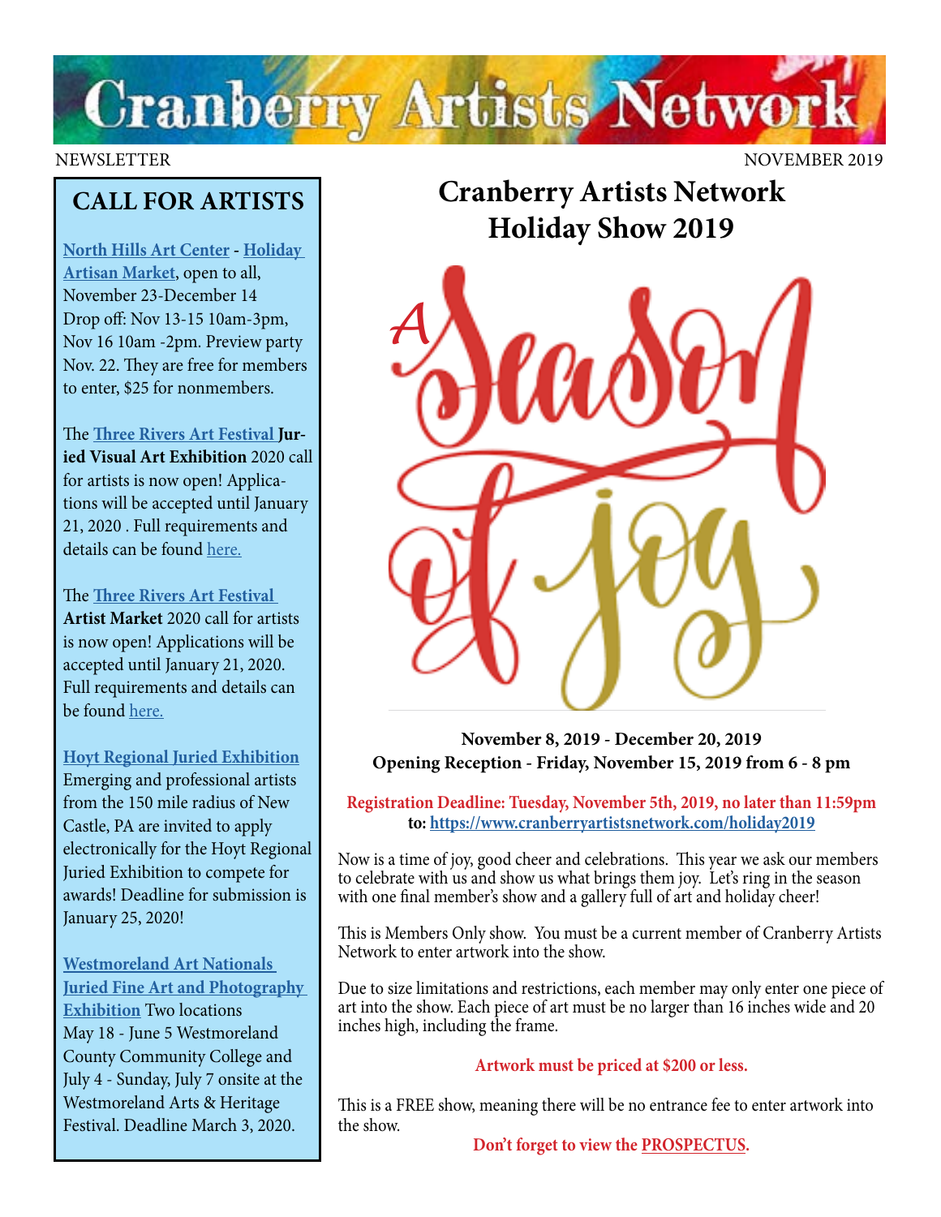# Cranberry Artists Network

NEWSLETTER NOVEMBER 2019

## CALL FOR ARTISTS

**North Hills Art Center - Holiday Artisan Market**, open to all, November 23-December 14 Drop off: Nov 13-15 10am-3pm, Nov 16 10am -2pm. Preview party Nov. 22. They are free for members to enter, $25 for nonmembers.

The **Three Rivers Art Festival Juried Visual Art Exhibition** 2020 call for artists is now open! Applications will be accepted until January 21, 2020 . Full requirements and details can be found here.

The **Three Rivers Art Festival Artist Market** 2020 call for artists is now open! Applications will be accepted until January 21, 2020. Full requirements and details can be found here.

**Hoyt Regional Juried Exhibition** Emerging and professional artists from the 150 mile radius of New Castle, PA are invited to apply electronically for the Hoyt Regional Juried Exhibition to compete for awards! Deadline for submission is January 25, 2020!

**Westmoreland Art Nationals Juried Fine Art and Photography Exhibition** Two locations May 18 - June 5 Westmoreland County Community College and July 4 - Sunday, July 7 onsite at the Westmoreland Arts & Heritage Festival. Deadline March 3, 2020.

## Cranberry Artists Network Holiday Show 2019

A Season of Joy

**November 8, 2019 - December 20, 2019**
**Opening Reception - Friday, November 15, 2019 from 6 - 8 pm**

**Registration Deadline: Tuesday, November 5th, 2019, no later than 11:59pm to: https://www.cranberryartistsnetwork.com/holiday2019**

Now is a time of joy, good cheer and celebrations. This year we ask our members to celebrate with us and show us what brings them joy. Let's ring in the season with one final member's show and a gallery full of art and holiday cheer!

This is Members Only show. You must be a current member of Cranberry Artists Network to enter artwork into the show.

Due to size limitations and restrictions, each member may only enter one piece of art into the show. Each piece of art must be no larger than 16 inches wide and 20 inches high, including the frame.

**Artwork must be priced at $200 or less.**

This is a FREE show, meaning there will be no entrance fee to enter artwork into the show.

**Don't forget to view the PROSPECTUS.**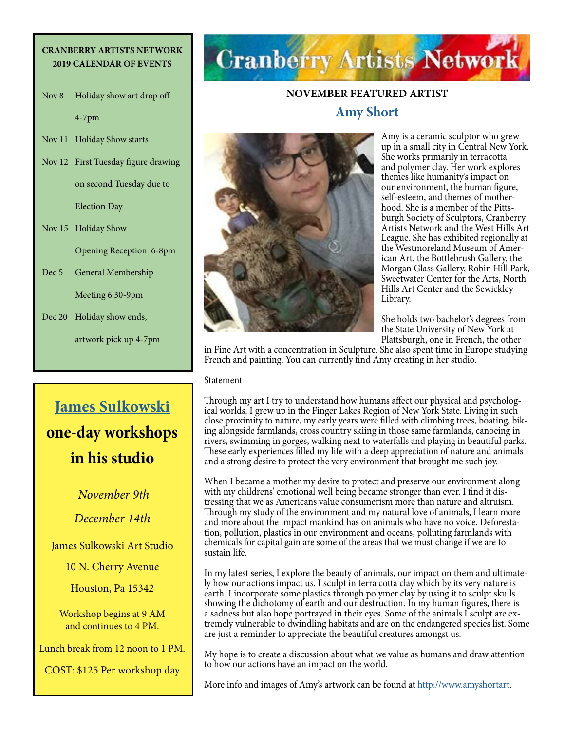# Cranberry Artists Network

## NOVEMBER FEATURED ARTIST

### Amy Short

Amy is a ceramic sculptor who grew up in a small city in Central New York. She works primarily in terracotta and polymer clay. Her work explores themes like humanity's impact on our environment, the human figure, self-esteem, and themes of motherhood. She is a member of the Pittsburgh Society of Sculptors, Cranberry Artists Network and the West Hills Art League. She has exhibited regionally at the Westmoreland Museum of American Art, the Bottlebrush Gallery, the Morgan Glass Gallery, Robin Hill Park, Sweetwater Center for the Arts, North Hills Art Center and the Sewickley Library.

She holds two bachelor's degrees from the State University of New York at Plattsburgh, one in French, the other in Fine Art with a concentration in Sculpture. She also spent time in Europe studying French and painting. You can currently find Amy creating in her studio.

Statement

Through my art I try to understand how humans affect our physical and psychological worlds. I grew up in the Finger Lakes Region of New York State. Living in such close proximity to nature, my early years were filled with climbing trees, boating, biking alongside farmlands, cross country skiing in those same farmlands, canoeing in rivers, swimming in gorges, walking next to waterfalls and playing in beautiful parks. These early experiences filled my life with a deep appreciation of nature and animals and a strong desire to protect the very environment that brought me such joy.

When I became a mother my desire to protect and preserve our environment along with my childrens' emotional well being became stronger than ever. I find it distressing that we as Americans value consumerism more than nature and altruism. Through my study of the environment and my natural love of animals, I learn more and more about the impact mankind has on animals who have no voice. Deforestation, pollution, plastics in our environment and oceans, polluting farmlands with chemicals for capital gain are some of the areas that we must change if we are to sustain life.

In my latest series, I explore the beauty of animals, our impact on them and ultimately how our actions impact us. I sculpt in terra cotta clay which by its very nature is earth. I incorporate some plastics through polymer clay by using it to sculpt skulls showing the dichotomy of earth and our destruction. In my human figures, there is a sadness but also hope portrayed in their eyes. Some of the animals I sculpt are extremely vulnerable to dwindling habitats and are on the endangered species list. Some are just a reminder to appreciate the beautiful creatures amongst us.

My hope is to create a discussion about what we value as humans and draw attention to how our actions have an impact on the world.

More info and images of Amy's artwork can be found at http://www.amyshortart.

---

**CRANBERRY ARTISTS NETWORK**
**2019 CALENDAR OF EVENTS**

| | |
|---|---|
| Nov 8 | Holiday show art drop off 4-7pm |
| Nov 11 | Holiday Show starts |
| Nov 12 | First Tuesday figure drawing on second Tuesday due to Election Day |
| Nov 15 | Holiday Show Opening Reception 6-8pm |
| Dec 5 | General Membership Meeting 6:30-9pm |
| Dec 20 | Holiday show ends, artwork pick up 4-7pm |

---

## James Sulkowski
## one-day workshops in his studio

*November 9th*

*December 14th*

James Sulkowski Art Studio

10 N. Cherry Avenue

Houston, Pa 15342

Workshop begins at 9 AM and continues to 4 PM.

Lunch break from 12 noon to 1 PM.

COST: $125 Per workshop day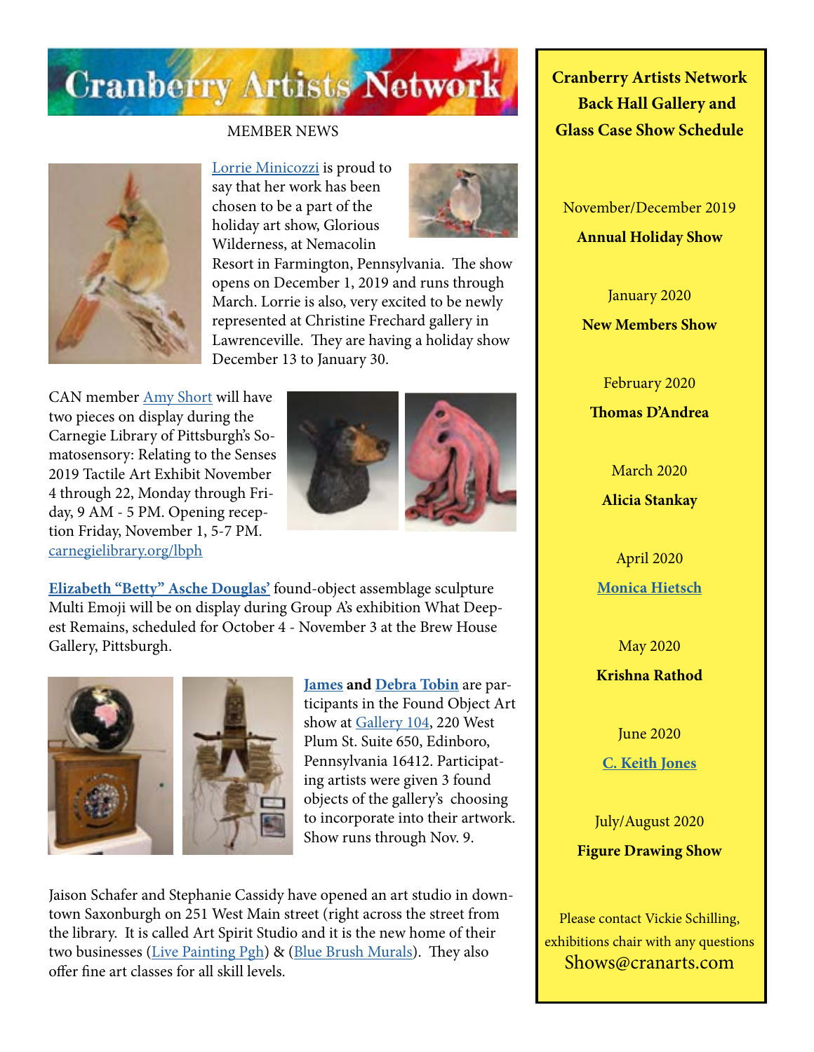# Cranberry Artists Network

MEMBER NEWS

Lorrie Minicozzi is proud to say that her work has been chosen to be a part of the holiday art show, Glorious Wilderness, at Nemacolin Resort in Farmington, Pennsylvania. The show opens on December 1, 2019 and runs through March. Lorrie is also, very excited to be newly represented at Christine Frechard gallery in Lawrenceville. They are having a holiday show December 13 to January 30.

CAN member Amy Short will have two pieces on display during the Carnegie Library of Pittsburgh's Somatosensory: Relating to the Senses 2019 Tactile Art Exhibit November 4 through 22, Monday through Friday, 9 AM - 5 PM. Opening reception Friday, November 1, 5-7 PM. carnegielibrary.org/lbph

**Elizabeth "Betty" Asche Douglas'** found-object assemblage sculpture Multi Emoji will be on display during Group A's exhibition What Deepest Remains, scheduled for October 4 - November 3 at the Brew House Gallery, Pittsburgh.

**James** and **Debra Tobin** are participants in the Found Object Art show at Gallery 104, 220 West Plum St. Suite 650, Edinboro, Pennsylvania 16412. Participating artists were given 3 found objects of the gallery's choosing to incorporate into their artwork. Show runs through Nov. 9.

Jaison Schafer and Stephanie Cassidy have opened an art studio in downtown Saxonburgh on 251 West Main street (right across the street from the library. It is called Art Spirit Studio and it is the new home of their two businesses (Live Painting Pgh) & (Blue Brush Murals). They also offer fine art classes for all skill levels.

## Cranberry Artists Network Back Hall Gallery and Glass Case Show Schedule

November/December 2019
**Annual Holiday Show**

January 2020
**New Members Show**

February 2020
**Thomas D'Andrea**

March 2020
**Alicia Stankay**

April 2020
**Monica Hietsch**

May 2020
**Krishna Rathod**

June 2020
**C. Keith Jones**

July/August 2020
**Figure Drawing Show**

Please contact Vickie Schilling, exhibitions chair with any questions
Shows@cranarts.com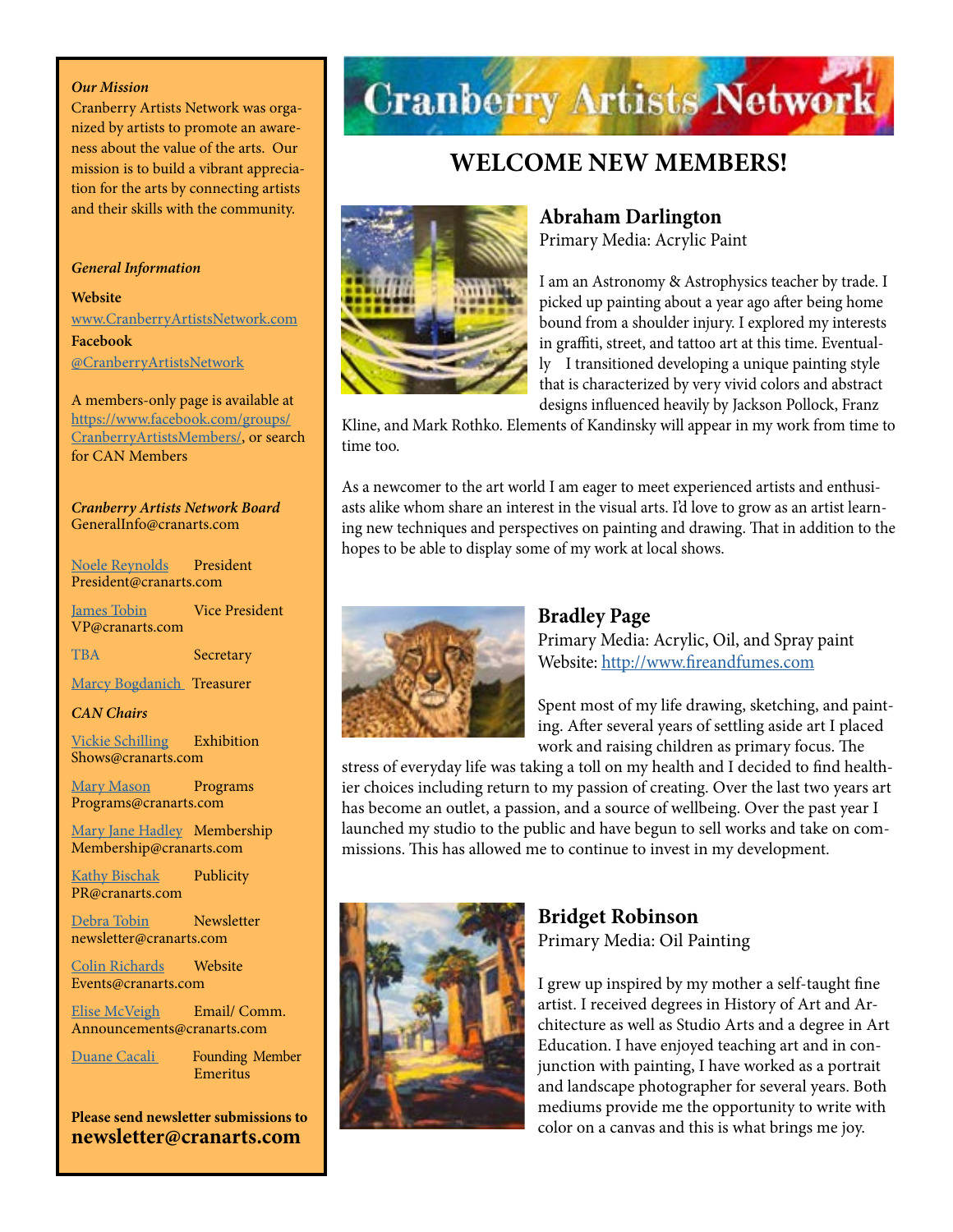# Cranberry Artists Network

## WELCOME NEW MEMBERS!

### Abraham Darlington

Primary Media: Acrylic Paint

I am an Astronomy & Astrophysics teacher by trade. I picked up painting about a year ago after being home bound from a shoulder injury. I explored my interests in graffiti, street, and tattoo art at this time. Eventually I transitioned developing a unique painting style that is characterized by very vivid colors and abstract designs influenced heavily by Jackson Pollock, Franz Kline, and Mark Rothko. Elements of Kandinsky will appear in my work from time to time too.

As a newcomer to the art world I am eager to meet experienced artists and enthusiasts alike whom share an interest in the visual arts. I'd love to grow as an artist learning new techniques and perspectives on painting and drawing. That in addition to the hopes to be able to display some of my work at local shows.

### Bradley Page

Primary Media: Acrylic, Oil, and Spray paint
Website: http://www.fireandfumes.com

Spent most of my life drawing, sketching, and painting. After several years of settling aside art I placed work and raising children as primary focus. The stress of everyday life was taking a toll on my health and I decided to find healthier choices including return to my passion of creating. Over the last two years art has become an outlet, a passion, and a source of wellbeing. Over the past year I launched my studio to the public and have begun to sell works and take on commissions. This has allowed me to continue to invest in my development.

### Bridget Robinson

Primary Media: Oil Painting

I grew up inspired by my mother a self-taught fine artist. I received degrees in History of Art and Architecture as well as Studio Arts and a degree in Art Education. I have enjoyed teaching art and in conjunction with painting, I have worked as a portrait and landscape photographer for several years. Both mediums provide me the opportunity to write with color on a canvas and this is what brings me joy.

---

***Our Mission***

Cranberry Artists Network was organized by artists to promote an awareness about the value of the arts. Our mission is to build a vibrant appreciation for the arts by connecting artists and their skills with the community.

***General Information***

**Website**
www.CranberryArtistsNetwork.com
**Facebook**
@CranberryArtistsNetwork

A members-only page is available at https://www.facebook.com/groups/CranberryArtistsMembers/, or search for CAN Members

***Cranberry Artists Network Board***
GeneralInfo@cranarts.com

Noele Reynolds — President
President@cranarts.com

James Tobin — Vice President
VP@cranarts.com

TBA — Secretary

Marcy Bogdanich — Treasurer

***CAN Chairs***

Vickie Schilling — Exhibition
Shows@cranarts.com

Mary Mason — Programs
Programs@cranarts.com

Mary Jane Hadley — Membership
Membership@cranarts.com

Kathy Bischak — Publicity
PR@cranarts.com

Debra Tobin — Newsletter
newsletter@cranarts.com

Colin Richards — Website
Events@cranarts.com

Elise McVeigh — Email/ Comm.
Announcements@cranarts.com

Duane Cacali — Founding Member Emeritus

**Please send newsletter submissions to**
**newsletter@cranarts.com**